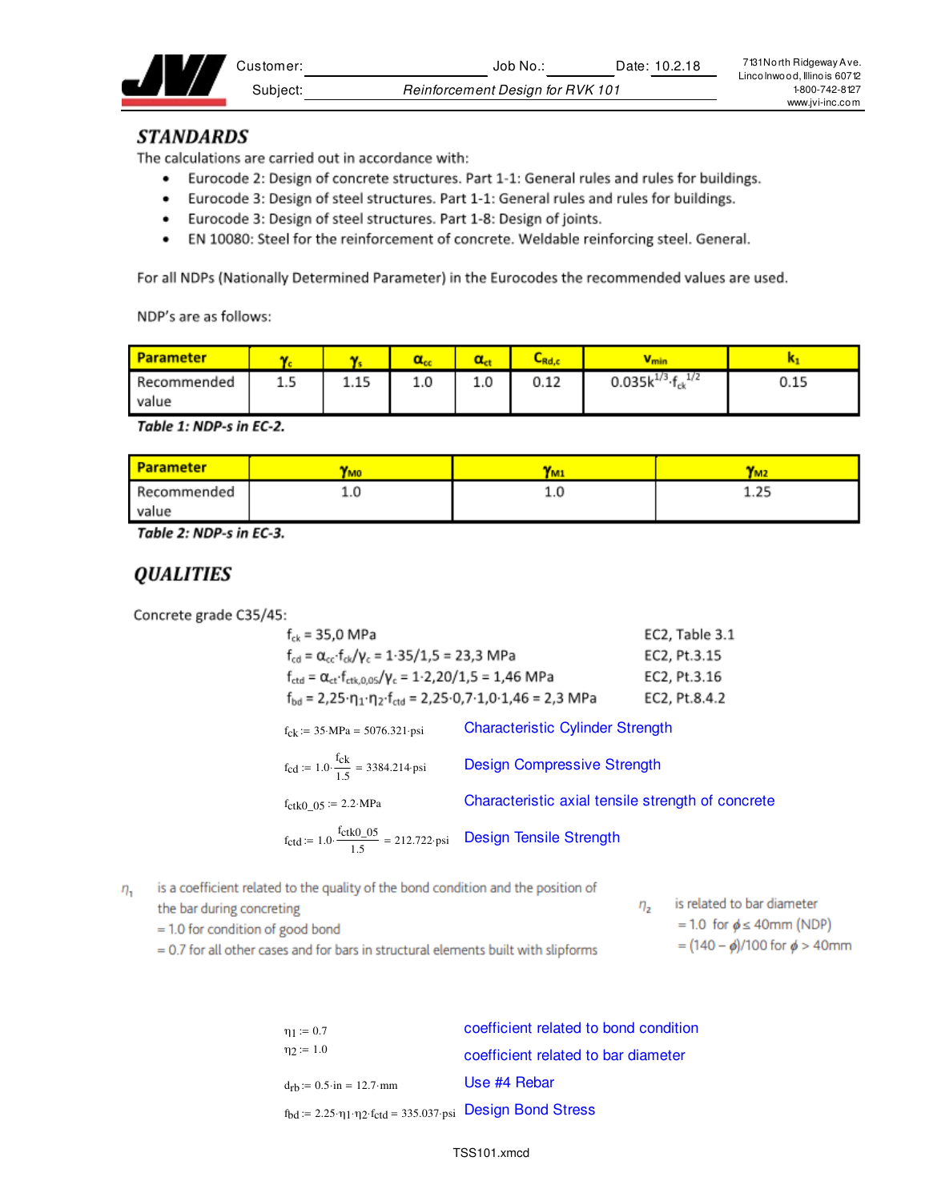Customer: Job No.: Date: 10.2.18

Subject: *Reinforcement Design for RVK 101*

7131 North Ridgeway Ave.
Lincolnwood, Illinois 60712
1-800-742-8127
www.jvi-inc.com

## STANDARDS

The calculations are carried out in accordance with:

- Eurocode 2: Design of concrete structures. Part 1-1: General rules and rules for buildings.
- Eurocode 3: Design of steel structures. Part 1-1: General rules and rules for buildings.
- Eurocode 3: Design of steel structures. Part 1-8: Design of joints.
- EN 10080: Steel for the reinforcement of concrete. Weldable reinforcing steel. General.

For all NDPs (Nationally Determined Parameter) in the Eurocodes the recommended values are used.

NDP's are as follows:

| Parameter | $\gamma_c$ | $\gamma_s$ | $\alpha_{cc}$ | $\alpha_{ct}$ | $C_{Rd,c}$ | $v_{min}$ | $k_1$ |
|---|---|---|---|---|---|---|---|
| Recommended value | 1.5 | 1.15 | 1.0 | 1.0 | 0.12 | $0.035k^{1/3} \cdot f_{ck}^{1/2}$ | 0.15 |

***Table 1: NDP-s in EC-2.***

| Parameter | $\gamma_{M0}$ | $\gamma_{M1}$ | $\gamma_{M2}$ |
|---|---|---|---|
| Recommended value | 1.0 | 1.0 | 1.25 |

***Table 2: NDP-s in EC-3.***

## QUALITIES

Concrete grade C35/45:

$f_{ck} = 35{,}0$ MPa — EC2, Table 3.1

$f_{cd} = \alpha_{cc} \cdot f_{ck}/\gamma_c = 1 \cdot 35/1{,}5 = 23{,}3$ MPa — EC2, Pt.3.15

$f_{ctd} = \alpha_{ct} \cdot f_{ctk,0,05}/\gamma_c = 1 \cdot 2{,}20/1{,}5 = 1{,}46$ MPa — EC2, Pt.3.16

$f_{bd} = 2{,}25 \cdot \eta_1 \cdot \eta_2 \cdot f_{ctd} = 2{,}25 \cdot 0{,}7 \cdot 1{,}0 \cdot 1{,}46 = 2{,}3$ MPa — EC2, Pt.8.4.2

$f_{ck} := 35 \cdot MPa = 5076.321 \cdot psi$ — Characteristic Cylinder Strength

$f_{cd} := 1.0 \cdot \frac{f_{ck}}{1.5} = 3384.214 \cdot psi$ — Design Compressive Strength

$f_{ctk0\_05} := 2.2 \cdot MPa$ — Characteristic axial tensile strength of concrete

$f_{ctd} := 1.0 \cdot \frac{f_{ctk0\_05}}{1.5} = 212.722 \cdot psi$ — Design Tensile Strength

$\eta_1$ is a coefficient related to the quality of the bond condition and the position of the bar during concreting
= 1.0 for condition of good bond
= 0.7 for all other cases and for bars in structural elements built with slipforms

$\eta_2$ is related to bar diameter
= 1.0 for $\phi \le 40$mm (NDP)
= $(140 - \phi)/100$ for $\phi > 40$mm

$\eta_1 := 0.7$ — coefficient related to bond condition

$\eta_2 := 1.0$ — coefficient related to bar diameter

$d_{rb} := 0.5 \cdot in = 12.7 \cdot mm$ — Use #4 Rebar

$f_{bd} := 2.25 \cdot \eta_1 \cdot \eta_2 \cdot f_{ctd} = 335.037 \cdot psi$ — Design Bond Stress

TSS101.xmcd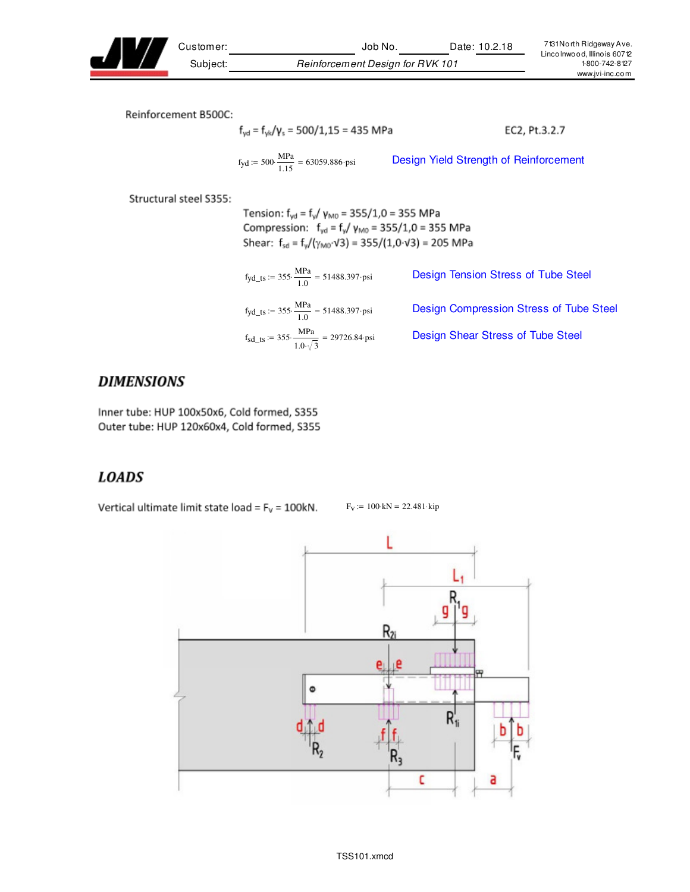Reinforcement B500C:

$f_{yd} = f_{yk}/\gamma_s = 500/1{,}15 = 435$ MPa  EC2, Pt.3.2.7

$fyd := 500 \cdot \frac{MPa}{1.15} = 63059.886 \cdot psi$  Design Yield Strength of Reinforcement

Structural steel S355:

Tension: $f_{yd} = f_y/\gamma_{M0} = 355/1{,}0 = 355$ MPa
Compression: $f_{yd} = f_y/\gamma_{M0} = 355/1{,}0 = 355$ MPa
Shear: $f_{sd} = f_y/(\gamma_{M0} \cdot \sqrt{3}) = 355/(1{,}0 \cdot \sqrt{3}) = 205$ MPa

$fyd\_ts := 355 \cdot \frac{MPa}{1.0} = 51488.397 \cdot psi$  Design Tension Stress of Tube Steel

$fyd\_ts := 355 \cdot \frac{MPa}{1.0} = 51488.397 \cdot psi$  Design Compression Stress of Tube Steel

$fsd\_ts := 355 \cdot \frac{MPa}{1.0 \cdot \sqrt{3}} = 29726.84 \cdot psi$  Design Shear Stress of Tube Steel

## DIMENSIONS

Inner tube: HUP 100x50x6, Cold formed, S355
Outer tube: HUP 120x60x4, Cold formed, S355

## LOADS

Vertical ultimate limit state load = $F_V$ = 100kN.  $F_V := 100 \cdot kN = 22.481 \cdot kip$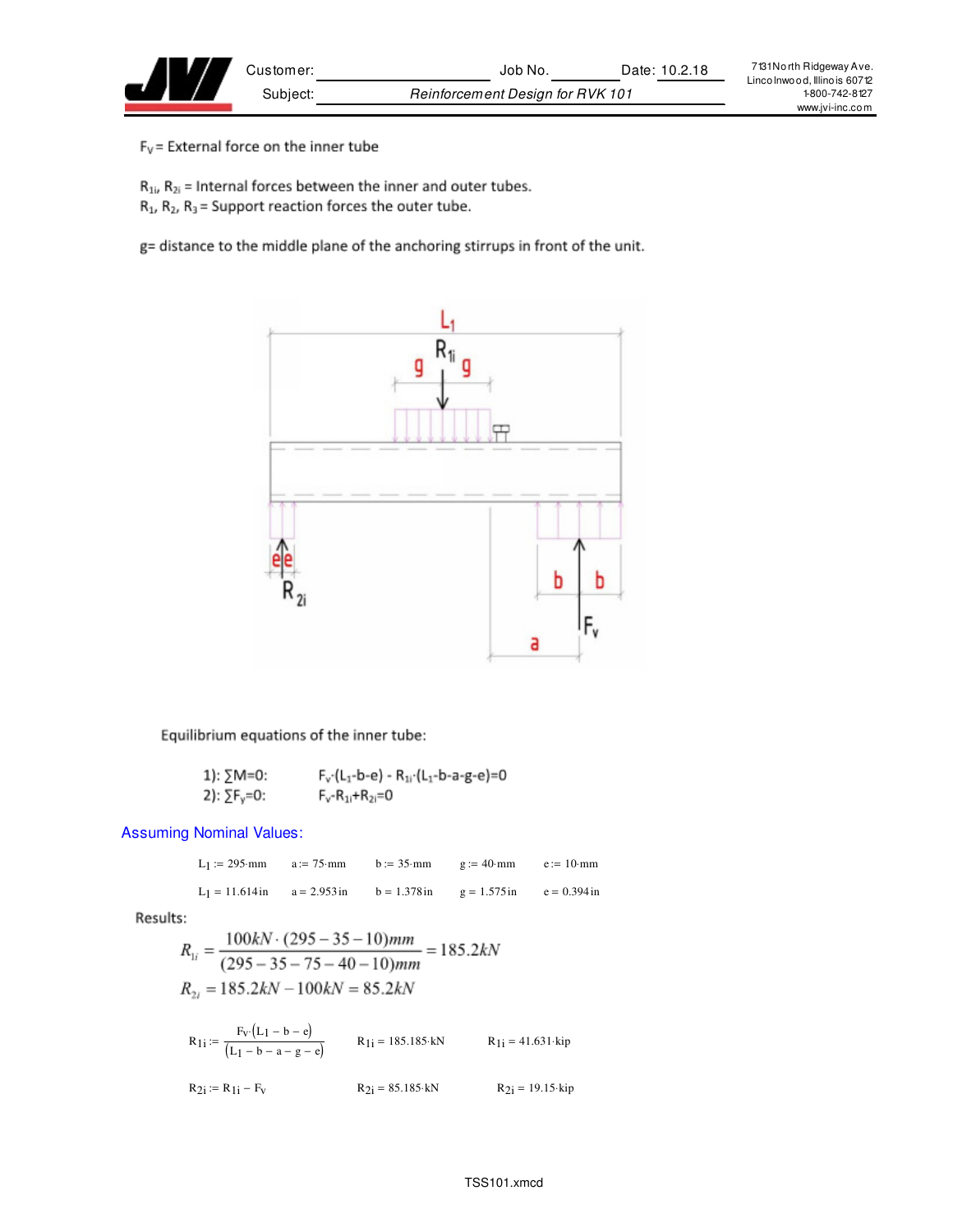$F_v$ = External force on the inner tube

$R_{1i}$, $R_{2i}$ = Internal forces between the inner and outer tubes.
$R_1$, $R_2$, $R_3$ = Support reaction forces the outer tube.

g= distance to the middle plane of the anchoring stirrups in front of the unit.

Equilibrium equations of the inner tube:

1): $\sum M=0$: $F_v \cdot (L_1 - b - e) - R_{1i} \cdot (L_1 - b - a - g - e) = 0$

2): $\sum F_y=0$: $F_v - R_{1i} + R_{2i} = 0$

**Assuming Nominal Values:**

| | | | | |
|---|---|---|---|---|
| $L_1 := 295 \cdot mm$ | $a := 75 \cdot mm$ | $b := 35 \cdot mm$ | $g := 40 \cdot mm$ | $e := 10 \cdot mm$ |
| $L_1 = 11.614 in$ | $a = 2.953 in$ | $b = 1.378 in$ | $g = 1.575 in$ | $e = 0.394 in$ |

Results:

$$R_{1i} = \frac{100kN \cdot (295 - 35 - 10)mm}{(295 - 35 - 75 - 40 - 10)mm} = 185.2kN$$

$$R_{2i} = 185.2kN - 100kN = 85.2kN$$

$$R_{1i} := \frac{F_v \cdot (L_1 - b - e)}{(L_1 - b - a - g - e)} \qquad R_{1i} = 185.185 \cdot kN \qquad R_{1i} = 41.631 \cdot kip$$

$$R_{2i} := R_{1i} - F_v \qquad R_{2i} = 85.185 \cdot kN \qquad R_{2i} = 19.15 \cdot kip$$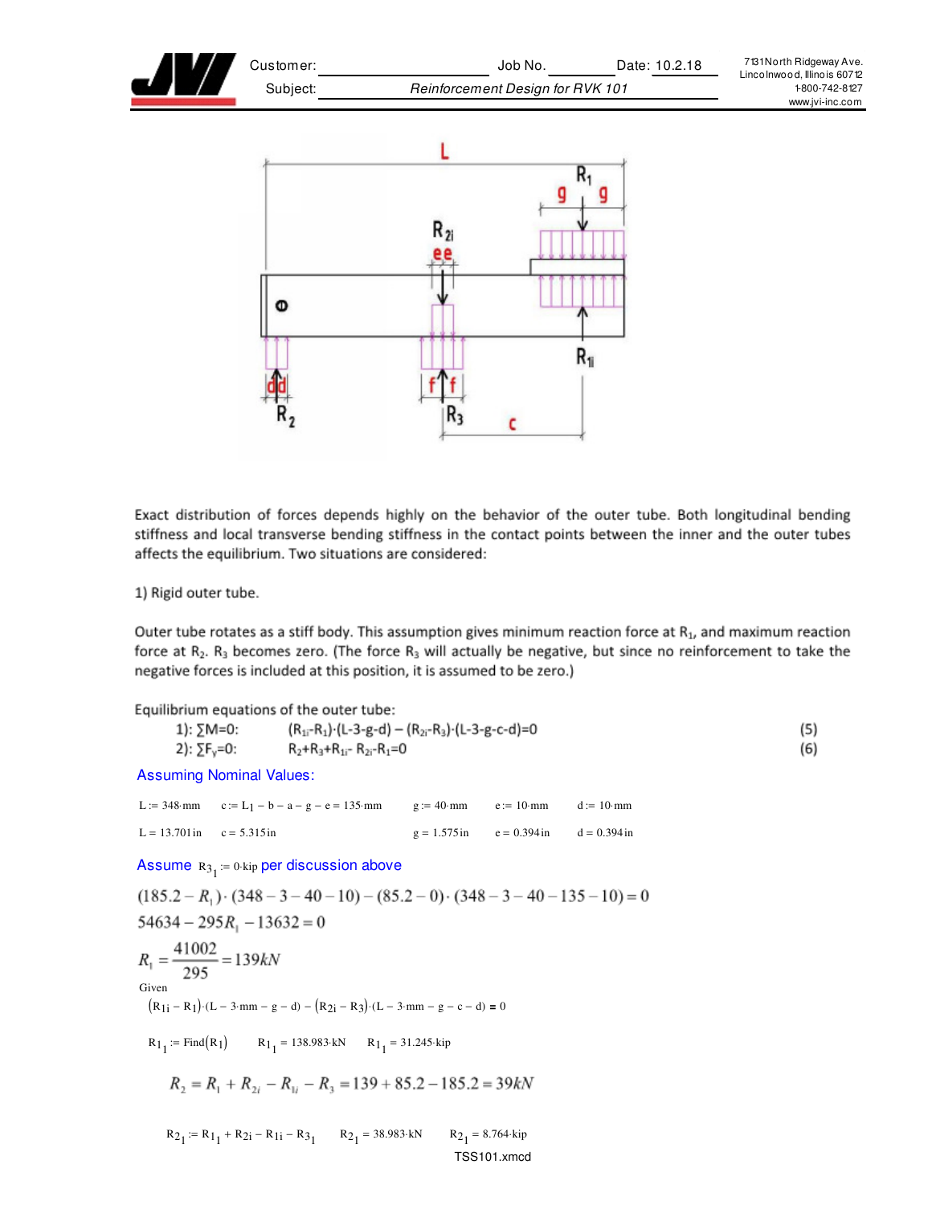Exact distribution of forces depends highly on the behavior of the outer tube. Both longitudinal bending stiffness and local transverse bending stiffness in the contact points between the inner and the outer tubes affects the equilibrium. Two situations are considered:

1) Rigid outer tube.

Outer tube rotates as a stiff body. This assumption gives minimum reaction force at $R_1$, and maximum reaction force at $R_2$. $R_3$ becomes zero. (The force $R_3$ will actually be negative, but since no reinforcement to take the negative forces is included at this position, it is assumed to be zero.)

Equilibrium equations of the outer tube:

1): $\sum M=0$: $(R_{1i}-R_1)\cdot(L-3-g-d) - (R_{2i}-R_3)\cdot(L-3-g-c-d)=0$ (5)

2): $\sum F_y=0$: $R_2+R_3+R_{1i}-R_{2i}-R_1=0$ (6)

Assuming Nominal Values:

$L := 348\cdot mm$ $c := L_1 - b - a - g - e = 135\cdot mm$ $g := 40\cdot mm$ $e := 10\cdot mm$ $d := 10\cdot mm$

$L = 13.701\,in$ $c = 5.315\,in$ $g = 1.575\,in$ $e = 0.394\,in$ $d = 0.394\,in$

Assume $R3_1 := 0\cdot kip$ per discussion above

$$(185.2 - R_1)\cdot(348-3-40-10) - (85.2-0)\cdot(348-3-40-135-10) = 0$$

$$54634 - 295R_1 - 13632 = 0$$

$$R_1 = \frac{41002}{295} = 139kN$$

Given

$$(R_{1i} - R_1)\cdot(L - 3\cdot mm - g - d) - (R_{2i} - R_3)\cdot(L - 3\cdot mm - g - c - d) = 0$$

$R1_1 := \mathrm{Find}(R_1)$ $R1_1 = 138.983\cdot kN$ $R1_1 = 31.245\cdot kip$

$$R_2 = R_1 + R_{2i} - R_{1i} - R_3 = 139 + 85.2 - 185.2 = 39kN$$

$R2_1 := R1_1 + R2i - R1i - R3_1$ $R2_1 = 38.983\cdot kN$ $R2_1 = 8.764\cdot kip$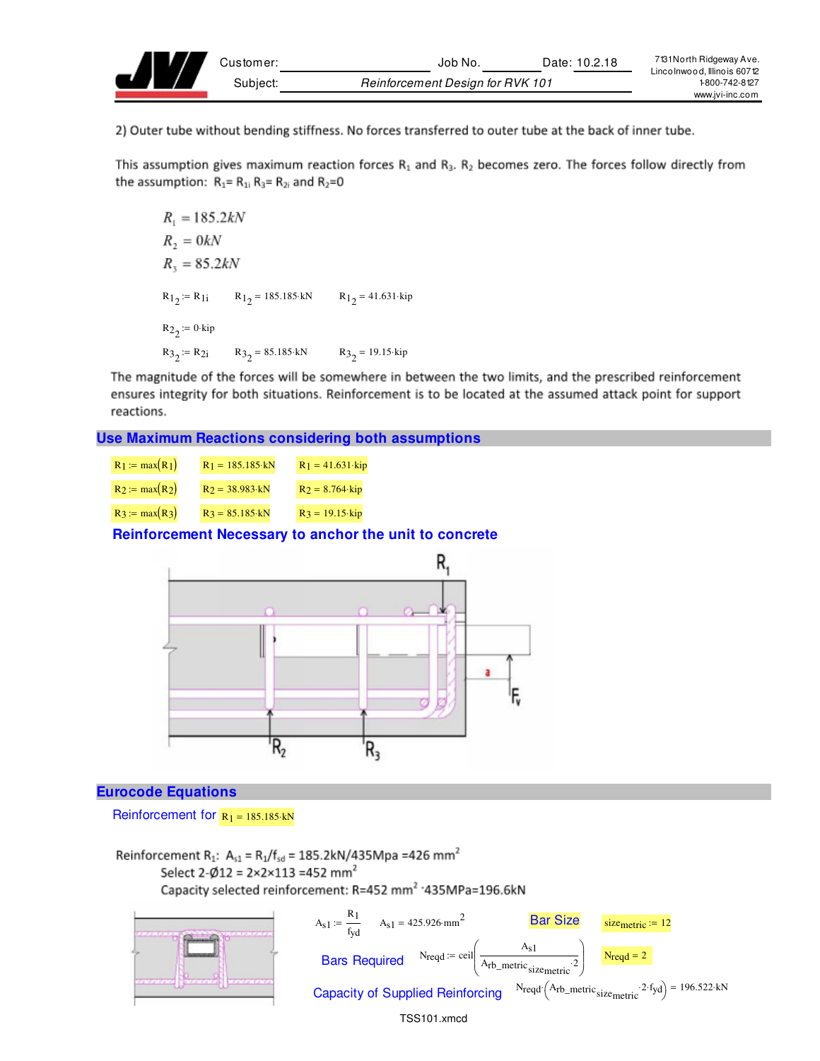2) Outer tube without bending stiffness. No forces transferred to outer tube at the back of inner tube.

This assumption gives maximum reaction forces $R_1$ and $R_3$. $R_2$ becomes zero. The forces follow directly from the assumption: $R_1 = R_{1i}$ $R_3 = R_{2i}$ and $R_2 = 0$

$$R_1 = 185.2kN$$
$$R_2 = 0kN$$
$$R_3 = 85.2kN$$

$R1_2 := R_{1i}$ $\quad R1_2 = 185.185 \cdot kN$ $\quad R1_2 = 41.631 \cdot kip$

$R2_2 := 0 \cdot kip$

$R3_2 := R_{2i}$ $\quad R3_2 = 85.185 \cdot kN$ $\quad R3_2 = 19.15 \cdot kip$

The magnitude of the forces will be somewhere in between the two limits, and the prescribed reinforcement ensures integrity for both situations. Reinforcement is to be located at the assumed attack point for support reactions.

## Use Maximum Reactions considering both assumptions

| | | |
|---|---|---|
| $R1 := \max(R1)$ | $R1 = 185.185 \cdot kN$ | $R1 = 41.631 \cdot kip$ |
| $R2 := \max(R2)$ | $R2 = 38.983 \cdot kN$ | $R2 = 8.764 \cdot kip$ |
| $R3 := \max(R3)$ | $R3 = 85.185 \cdot kN$ | $R3 = 19.15 \cdot kip$ |

### Reinforcement Necessary to anchor the unit to concrete

## Eurocode Equations

Reinforcement for $R1 = 185.185 \cdot kN$

Reinforcement $R_1$: $A_{s1} = R_1/f_{sd} = 185.2kN/435Mpa = 426\ mm^2$

Select 2-Ø12 = 2×2×113 = 452 mm²

Capacity selected reinforcement: R=452 mm² ·435MPa=196.6kN

$A_{s1} := \dfrac{R1}{fyd}$ $\quad A_{s1} = 425.926 \cdot mm^2$

**Bar Size** $\quad size_{metric} := 12$

**Bars Required** $\quad N_{reqd} := ceil\left(\dfrac{A_{s1}}{A_{rb\_metric}{}_{size_{metric}} \cdot 2}\right)$ $\quad N_{reqd} = 2$

**Capacity of Supplied Reinforcing** $\quad N_{reqd} \cdot \left(A_{rb\_metric}{}_{size_{metric}} \cdot 2 \cdot fyd\right) = 196.522 \cdot kN$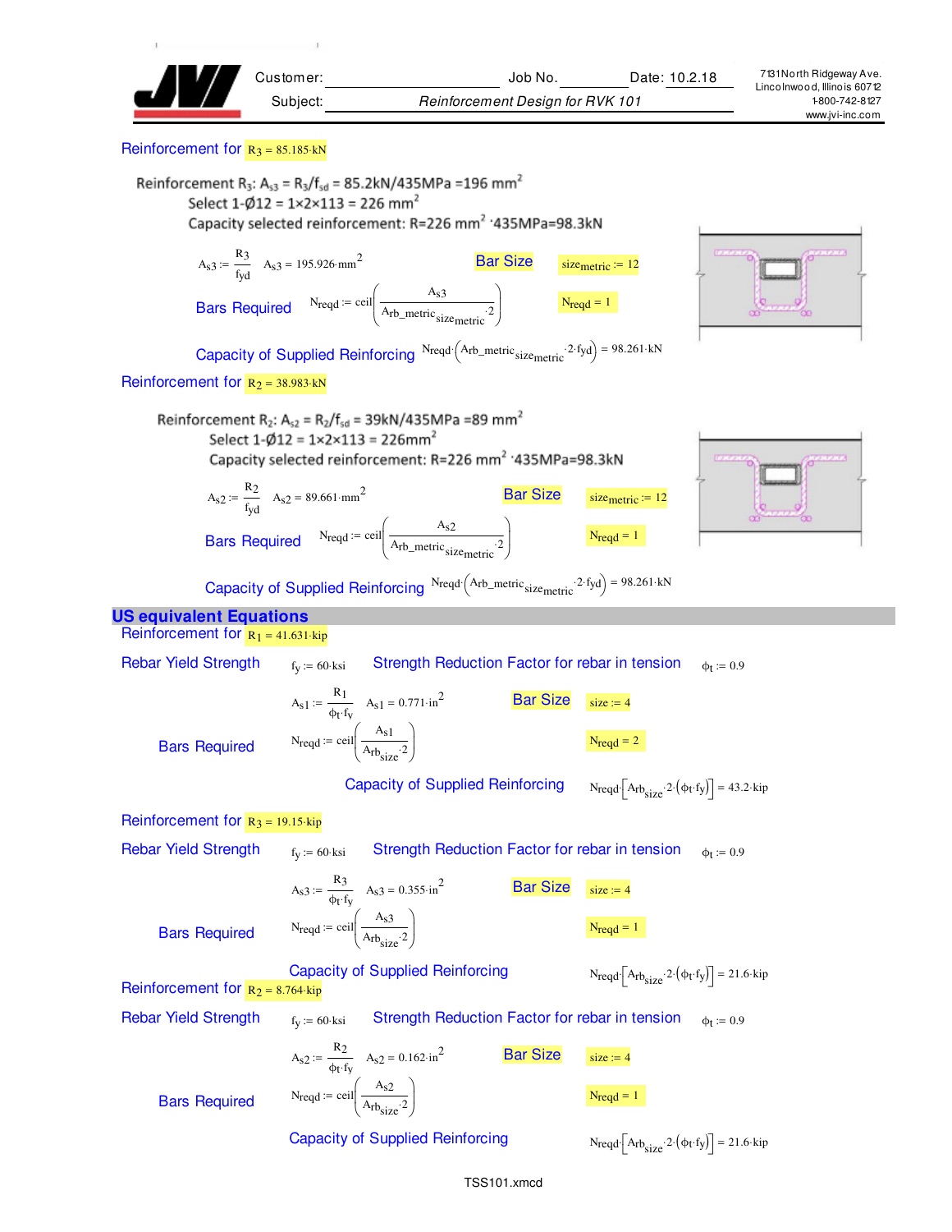| Customer: | | Job No. | | Date: 10.2.18 |
|---|---|---|---|---|
| Subject: | *Reinforcement Design for RVK 101* | | | |

7131 North Ridgeway Ave.
Lincolnwood, Illinois 60712
1-800-742-8127
www.jvi-inc.com

Reinforcement for $R_3 = 85.185 \cdot kN$

Reinforcement $R_3$: $A_{s3} = R_3/f_{sd} = 85.2kN/435MPa = 196\ mm^2$

Select 1-Ø12 = 1×2×113 = 226 mm$^2$

Capacity selected reinforcement: R=226 mm$^2$ ·435MPa=98.3kN

$A_{s3} := \frac{R_3}{f_{yd}}$ $A_{s3} = 195.926 \cdot mm^2$ Bar Size $size_{metric} := 12$

Bars Required $N_{reqd} := ceil\left(\frac{A_{s3}}{Arb\_metric_{size_{metric}} \cdot 2}\right)$ $N_{reqd} = 1$

Capacity of Supplied Reinforcing $N_{reqd} \cdot \left(Arb\_metric_{size_{metric}} \cdot 2 \cdot f_{yd}\right) = 98.261 \cdot kN$

Reinforcement for $R_2 = 38.983 \cdot kN$

Reinforcement $R_2$: $A_{s2} = R_2/f_{sd} = 39kN/435MPa = 89\ mm^2$

Select 1-Ø12 = 1×2×113 = 226mm$^2$

Capacity selected reinforcement: R=226 mm$^2$ ·435MPa=98.3kN

$A_{s2} := \frac{R_2}{f_{yd}}$ $A_{s2} = 89.661 \cdot mm^2$ Bar Size $size_{metric} := 12$

Bars Required $N_{reqd} := ceil\left(\frac{A_{s2}}{Arb\_metric_{size_{metric}} \cdot 2}\right)$ $N_{reqd} = 1$

Capacity of Supplied Reinforcing $N_{reqd} \cdot \left(Arb\_metric_{size_{metric}} \cdot 2 \cdot f_{yd}\right) = 98.261 \cdot kN$

## US equivalent Equations

Reinforcement for $R_1 = 41.631 \cdot kip$

Rebar Yield Strength $f_y := 60 \cdot ksi$ Strength Reduction Factor for rebar in tension $\phi_t := 0.9$

$A_{s1} := \frac{R_1}{\phi_t \cdot f_y}$ $A_{s1} = 0.771 \cdot in^2$ Bar Size $size := 4$

Bars Required $N_{reqd} := ceil\left(\frac{A_{s1}}{Arb_{size} \cdot 2}\right)$ $N_{reqd} = 2$

Capacity of Supplied Reinforcing $N_{reqd} \cdot \left[Arb_{size} \cdot 2 \cdot \left(\phi_t \cdot f_y\right)\right] = 43.2 \cdot kip$

Reinforcement for $R_3 = 19.15 \cdot kip$

Rebar Yield Strength $f_y := 60 \cdot ksi$ Strength Reduction Factor for rebar in tension $\phi_t := 0.9$

$A_{s3} := \frac{R_3}{\phi_t \cdot f_y}$ $A_{s3} = 0.355 \cdot in^2$ Bar Size $size := 4$

Bars Required $N_{reqd} := ceil\left(\frac{A_{s3}}{Arb_{size} \cdot 2}\right)$ $N_{reqd} = 1$

Capacity of Supplied Reinforcing $N_{reqd} \cdot \left[Arb_{size} \cdot 2 \cdot \left(\phi_t \cdot f_y\right)\right] = 21.6 \cdot kip$

Reinforcement for $R_2 = 8.764 \cdot kip$

Rebar Yield Strength $f_y := 60 \cdot ksi$ Strength Reduction Factor for rebar in tension $\phi_t := 0.9$

$A_{s2} := \frac{R_2}{\phi_t \cdot f_y}$ $A_{s2} = 0.162 \cdot in^2$ Bar Size $size := 4$

Bars Required $N_{reqd} := ceil\left(\frac{A_{s2}}{Arb_{size} \cdot 2}\right)$ $N_{reqd} = 1$

Capacity of Supplied Reinforcing $N_{reqd} \cdot \left[Arb_{size} \cdot 2 \cdot \left(\phi_t \cdot f_y\right)\right] = 21.6 \cdot kip$

TSS101.xmcd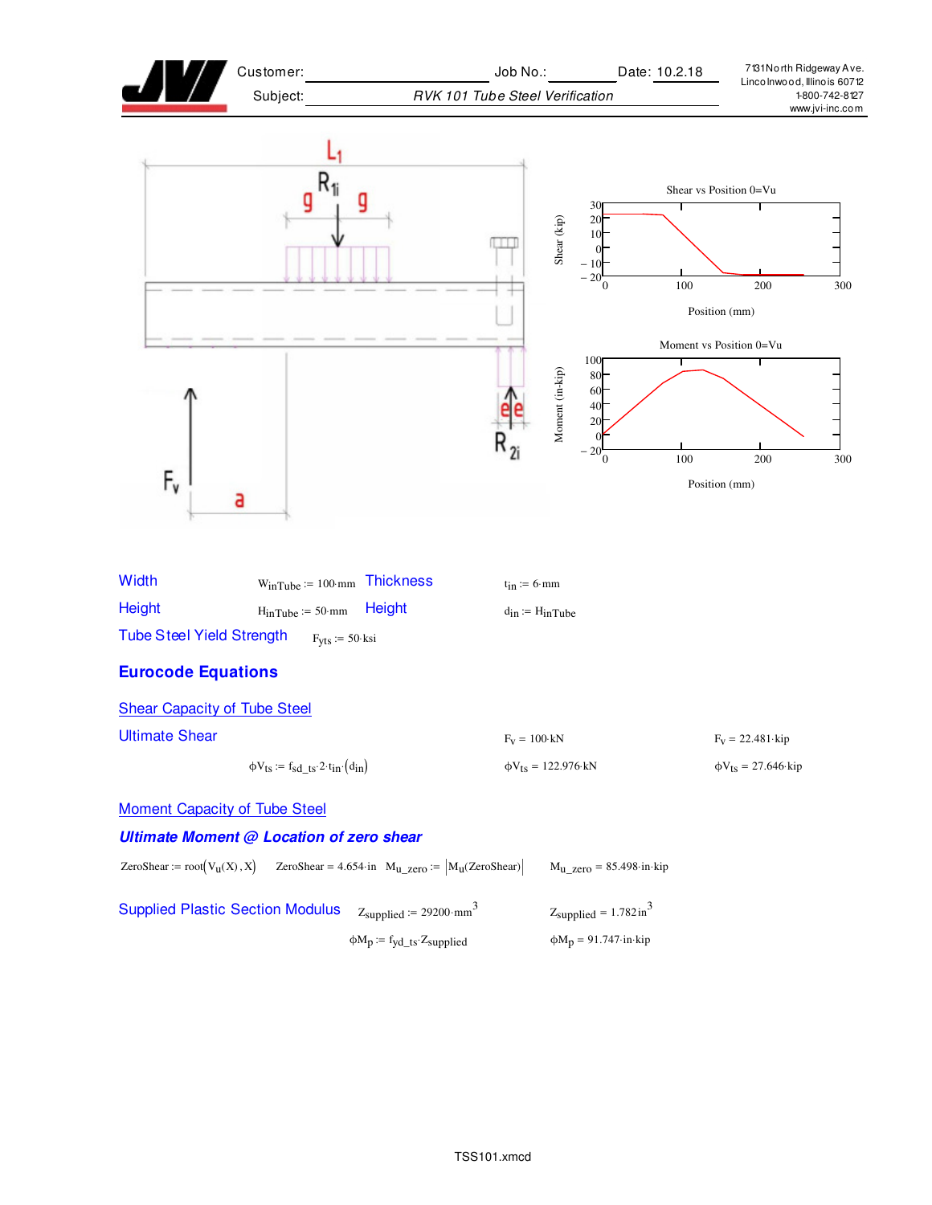| | | | |
|---|---|---|---|
| Customer: | | Job No.: | Date: 10.2.18 |
| Subject: | *RVK 101 Tube Steel Verification* | | |

7131 North Ridgeway Ave.
Lincolnwood, Illinois 60712
1-800-742-8127
www.jvi-inc.com

Width $W_{inTube} := 100 \cdot mm$ Thickness $t_{in} := 6 \cdot mm$

Height $H_{inTube} := 50 \cdot mm$ Height $d_{in} := H_{inTube}$

Tube Steel Yield Strength $F_{yts} := 50 \cdot ksi$

## Eurocode Equations

### Shear Capacity of Tube Steel

Ultimate Shear $F_v = 100 \cdot kN$ $F_v = 22.481 \cdot kip$

$\phi V_{ts} := f_{sd\_ts} \cdot 2 \cdot t_{in} \cdot (d_{in})$ $\phi V_{ts} = 122.976 \cdot kN$ $\phi V_{ts} = 27.646 \cdot kip$

### Moment Capacity of Tube Steel

***Ultimate Moment @ Location of zero shear***

$ZeroShear := root(V_u(X), X)$ $ZeroShear = 4.654 \cdot in$ $M_{u\_zero} := |M_u(ZeroShear)|$ $M_{u\_zero} = 85.498 \cdot in \cdot kip$

Supplied Plastic Section Modulus $Z_{supplied} := 29200 \cdot mm^3$ $Z_{supplied} = 1.782 in^3$

$\phi M_p := f_{yd\_ts} \cdot Z_{supplied}$ $\phi M_p = 91.747 \cdot in \cdot kip$

TSS101.xmcd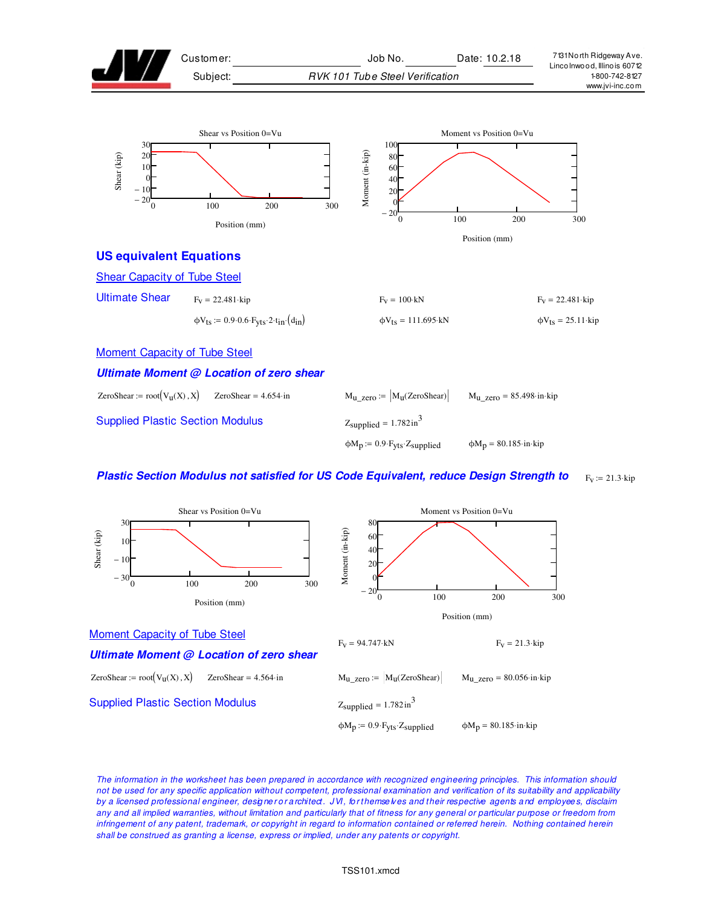Customer: Job No. Date: 10.2.18

Subject: *RVK 101 Tube Steel Verification*

7131 North Ridgeway Ave.
Lincolnwood, Illinois 60712
1-800-742-8127
www.jvi-inc.com

Shear vs Position 0=Vu

Shear (kip)

30
20
10
0
− 10
− 20

0
100
200
300

Position (mm)

Moment vs Position 0=Vu

Moment (in-kip)

100
80
60
40
20
0
− 20

0
100
200
300

Position (mm)

## US equivalent Equations

### Shear Capacity of Tube Steel

**Ultimate Shear**

$F_v = 22.481 \cdot kip$ $F_v = 100 \cdot kN$ $F_v = 22.481 \cdot kip$

$\phi V_{ts} := 0.9 \cdot 0.6 \cdot F_{yts} \cdot 2 \cdot t_{in} \cdot (d_{in})$ $\phi V_{ts} = 111.695 \cdot kN$ $\phi V_{ts} = 25.11 \cdot kip$

### Moment Capacity of Tube Steel

***Ultimate Moment @ Location of zero shear***

$ZeroShear := root(V_u(X), X)$ $ZeroShear = 4.654 \cdot in$ $M_{u\_zero} := |M_u(ZeroShear)|$ $M_{u\_zero} = 85.498 \cdot in \cdot kip$

**Supplied Plastic Section Modulus**

$Z_{supplied} = 1.782 in^3$

$\phi M_p := 0.9 \cdot F_{yts} \cdot Z_{supplied}$ $\phi M_p = 80.185 \cdot in \cdot kip$

***Plastic Section Modulus not satisfied for US Code Equivalent, reduce Design Strength to*** $F_v := 21.3 \cdot kip$

Shear vs Position 0=Vu

Shear (kip)

30
10
− 10
− 30

0
100
200
300

Position (mm)

Moment vs Position 0=Vu

Moment (in-kip)

80
60
40
20
0
− 20

0
100
200
300

Position (mm)

### Moment Capacity of Tube Steel

$F_v = 94.747 \cdot kN$ $F_v = 21.3 \cdot kip$

***Ultimate Moment @ Location of zero shear***

$ZeroShear := root(V_u(X), X)$ $ZeroShear = 4.564 \cdot in$ $M_{u\_zero} := |M_u(ZeroShear)|$ $M_{u\_zero} = 80.056 \cdot in \cdot kip$

**Supplied Plastic Section Modulus**

$Z_{supplied} = 1.782 in^3$

$\phi M_p := 0.9 \cdot F_{yts} \cdot Z_{supplied}$ $\phi M_p = 80.185 \cdot in \cdot kip$

*The information in the worksheet has been prepared in accordance with recognized engineering principles. This information should not be used for any specific application without competent, professional examination and verification of its suitability and applicability by a licensed professional engineer, designer or architect. JVI, for themselves and their respective agents and employees, disclaim any and all implied warranties, without limitation and particularly that of fitness for any general or particular purpose or freedom from infringement of any patent, trademark, or copyright in regard to information contained or referred herein. Nothing contained herein shall be construed as granting a license, express or implied, under any patents or copyright.*

TSS101.xmcd